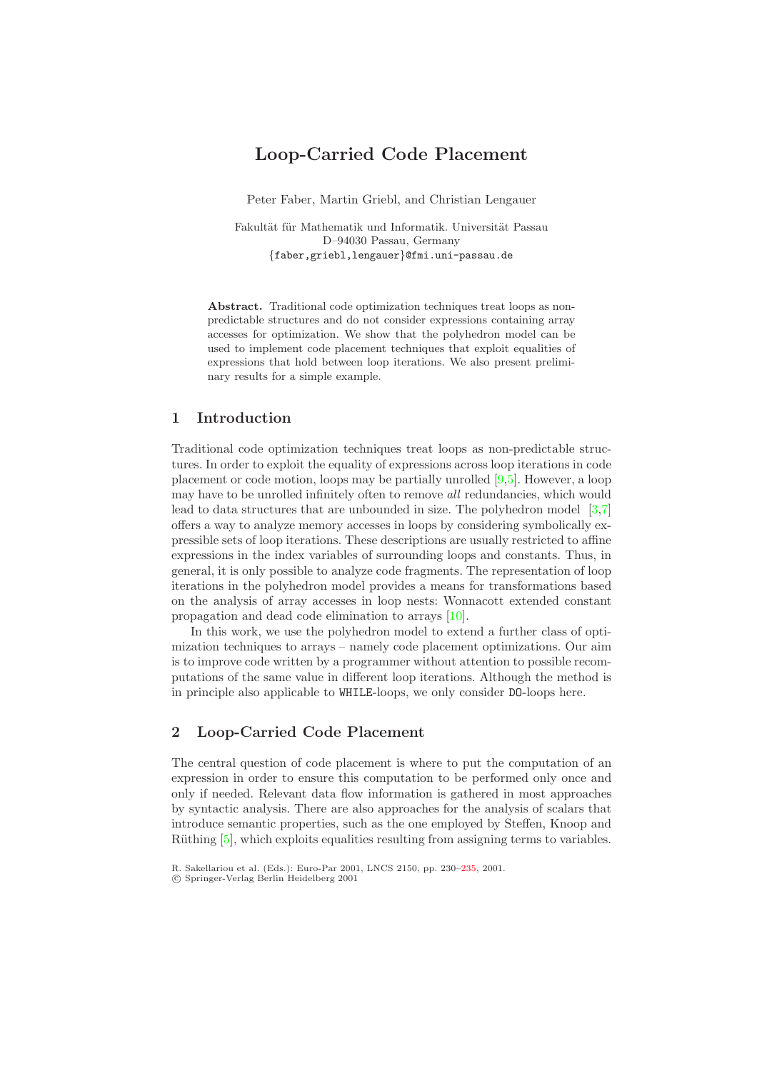# Loop-Carried Code Placement

Peter Faber, Martin Griebl, and Christian Lengauer

Fakultät für Mathematik und Informatik. Universität Passau
D–94030 Passau, Germany
{faber,griebl,lengauer}@fmi.uni-passau.de

**Abstract.** Traditional code optimization techniques treat loops as non-predictable structures and do not consider expressions containing array accesses for optimization. We show that the polyhedron model can be used to implement code placement techniques that exploit equalities of expressions that hold between loop iterations. We also present preliminary results for a simple example.

## 1 Introduction

Traditional code optimization techniques treat loops as non-predictable structures. In order to exploit the equality of expressions across loop iterations in code placement or code motion, loops may be partially unrolled [9,5]. However, a loop may have to be unrolled infinitely often to remove *all* redundancies, which would lead to data structures that are unbounded in size. The polyhedron model [3,7] offers a way to analyze memory accesses in loops by considering symbolically expressible sets of loop iterations. These descriptions are usually restricted to affine expressions in the index variables of surrounding loops and constants. Thus, in general, it is only possible to analyze code fragments. The representation of loop iterations in the polyhedron model provides a means for transformations based on the analysis of array accesses in loop nests: Wonnacott extended constant propagation and dead code elimination to arrays [10].

In this work, we use the polyhedron model to extend a further class of optimization techniques to arrays – namely code placement optimizations. Our aim is to improve code written by a programmer without attention to possible recomputations of the same value in different loop iterations. Although the method is in principle also applicable to WHILE-loops, we only consider DO-loops here.

## 2 Loop-Carried Code Placement

The central question of code placement is where to put the computation of an expression in order to ensure this computation to be performed only once and only if needed. Relevant data flow information is gathered in most approaches by syntactic analysis. There are also approaches for the analysis of scalars that introduce semantic properties, such as the one employed by Steffen, Knoop and Rüthing [5], which exploits equalities resulting from assigning terms to variables.

R. Sakellariou et al. (Eds.): Euro-Par 2001, LNCS 2150, pp. 230–235, 2001.
© Springer-Verlag Berlin Heidelberg 2001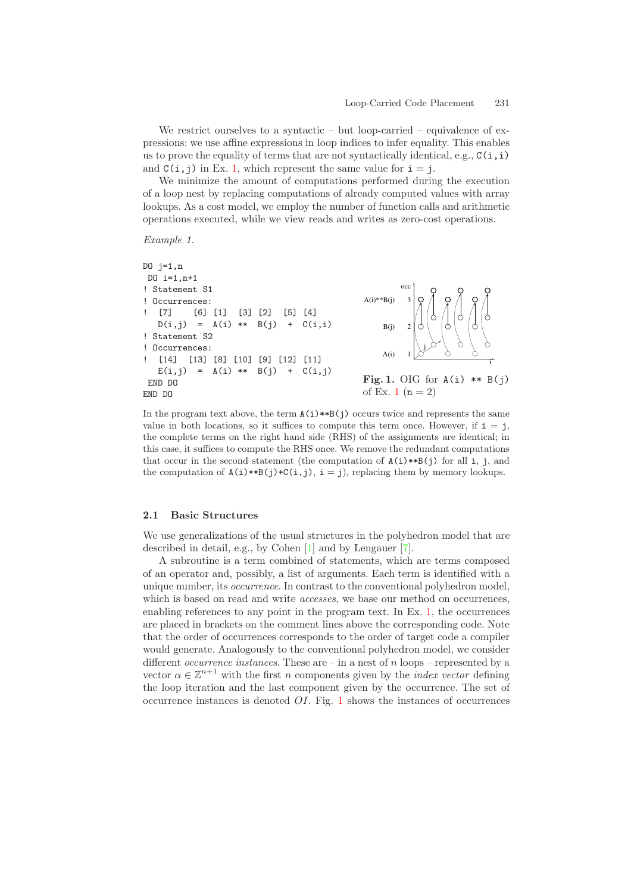We restrict ourselves to a syntactic – but loop-carried – equivalence of expressions: we use affine expressions in loop indices to infer equality. This enables us to prove the equality of terms that are not syntactically identical, e.g., `C(i,i)` and `C(i,j)` in Ex. 1, which represent the same value for `i` = `j`.

We minimize the amount of computations performed during the execution of a loop nest by replacing computations of already computed values with array lookups. As a cost model, we employ the number of function calls and arithmetic operations executed, while we view reads and writes as zero-cost operations.

*Example 1.*

```
DO j=1,n
 DO i=1,n+1
! Statement S1
! Occurrences:
!  [7]    [6] [1]  [3] [2]  [5] [4]
   D(i,j)  =  A(i) **  B(j)  +  C(i,i)
! Statement S2
! Occurrences:
!  [14]   [13] [8] [10] [9] [12] [11]
   E(i,j)  =  A(i) **  B(j)  +  C(i,j)
 END DO
END DO
```

**Fig. 1.** OIG for `A(i) ** B(j)` of Ex. 1 ($n = 2$)

In the program text above, the term `A(i)**B(j)` occurs twice and represents the same value in both locations, so it suffices to compute this term once. However, if `i` = `j`, the complete terms on the right hand side (RHS) of the assignments are identical; in this case, it suffices to compute the RHS once. We remove the redundant computations that occur in the second statement (the computation of `A(i)**B(j)` for all `i`, `j`, and the computation of `A(i)**B(j)+C(i,j)`, `i` = `j`), replacing them by memory lookups.

### 2.1 Basic Structures

We use generalizations of the usual structures in the polyhedron model that are described in detail, e.g., by Cohen [1] and by Lengauer [7].

A subroutine is a term combined of statements, which are terms composed of an operator and, possibly, a list of arguments. Each term is identified with a unique number, its *occurrence*. In contrast to the conventional polyhedron model, which is based on read and write *accesses*, we base our method on occurrences, enabling references to any point in the program text. In Ex. 1, the occurrences are placed in brackets on the comment lines above the corresponding code. Note that the order of occurrences corresponds to the order of target code a compiler would generate. Analogously to the conventional polyhedron model, we consider different *occurrence instances*. These are – in a nest of $n$ loops – represented by a vector $\alpha \in \mathbb{Z}^{n+1}$ with the first $n$ components given by the *index vector* defining the loop iteration and the last component given by the occurrence. The set of occurrence instances is denoted $OI$. Fig. 1 shows the instances of occurrences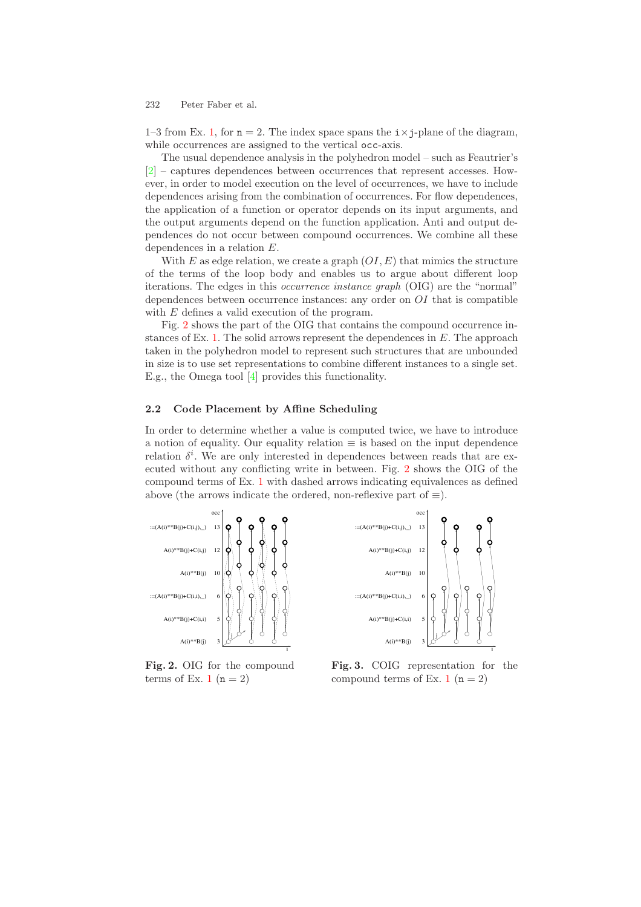1–3 from Ex. 1, for n = 2. The index space spans the i × j-plane of the diagram, while occurrences are assigned to the vertical occ-axis.

The usual dependence analysis in the polyhedron model – such as Feautrier's [2] – captures dependences between occurrences that represent accesses. However, in order to model execution on the level of occurrences, we have to include dependences arising from the combination of occurrences. For flow dependences, the application of a function or operator depends on its input arguments, and the output arguments depend on the function application. Anti and output dependences do not occur between compound occurrences. We combine all these dependences in a relation $E$.

With $E$ as edge relation, we create a graph $(OI, E)$ that mimics the structure of the terms of the loop body and enables us to argue about different loop iterations. The edges in this *occurrence instance graph* (OIG) are the "normal" dependences between occurrence instances: any order on $OI$ that is compatible with $E$ defines a valid execution of the program.

Fig. 2 shows the part of the OIG that contains the compound occurrence instances of Ex. 1. The solid arrows represent the dependences in $E$. The approach taken in the polyhedron model to represent such structures that are unbounded in size is to use set representations to combine different instances to a single set. E.g., the Omega tool [4] provides this functionality.

### 2.2 Code Placement by Affine Scheduling

In order to determine whether a value is computed twice, we have to introduce a notion of equality. Our equality relation $\equiv$ is based on the input dependence relation $\delta^i$. We are only interested in dependences between reads that are executed without any conflicting write in between. Fig. 2 shows the OIG of the compound terms of Ex. 1 with dashed arrows indicating equivalences as defined above (the arrows indicate the ordered, non-reflexive part of $\equiv$).

**Fig. 2.** OIG for the compound terms of Ex. 1 (n = 2)

**Fig. 3.** COIG representation for the compound terms of Ex. 1 (n = 2)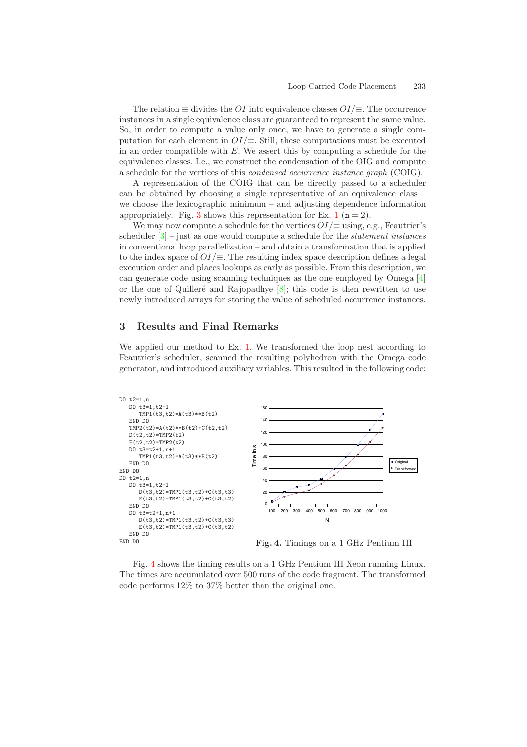The relation $\equiv$ divides the $OI$ into equivalence classes $OI/\equiv$. The occurrence instances in a single equivalence class are guaranteed to represent the same value. So, in order to compute a value only once, we have to generate a single computation for each element in $OI/\equiv$. Still, these computations must be executed in an order compatible with $E$. We assert this by computing a schedule for the equivalence classes. I.e., we construct the condensation of the OIG and compute a schedule for the vertices of this *condensed occurrence instance graph* (COIG).

A representation of the COIG that can be directly passed to a scheduler can be obtained by choosing a single representative of an equivalence class – we choose the lexicographic minimum – and adjusting dependence information appropriately. Fig. 3 shows this representation for Ex. 1 ($\mathtt{n} = 2$).

We may now compute a schedule for the vertices $OI/\equiv$ using, e.g., Feautrier's scheduler [3] – just as one would compute a schedule for the *statement instances* in conventional loop parallelization – and obtain a transformation that is applied to the index space of $OI/\equiv$. The resulting index space description defines a legal execution order and places lookups as early as possible. From this description, we can generate code using scanning techniques as the one employed by Omega [4] or the one of Quilleré and Rajopadhye [8]; this code is then rewritten to use newly introduced arrays for storing the value of scheduled occurrence instances.

## 3 Results and Final Remarks

We applied our method to Ex. 1. We transformed the loop nest according to Feautrier's scheduler, scanned the resulting polyhedron with the Omega code generator, and introduced auxiliary variables. This resulted in the following code:

```
DO t2=1,n
   DO t3=1,t2-1
      TMP1(t3,t2)=A(t3)**B(t2)
   END DO
   TMP2(t2)=A(t2)**B(t2)+C(t2,t2)
   D(t2,t2)=TMP2(t2)
   E(t2,t2)=TMP2(t2)
   DO t3=t2+1,n+1
      TMP1(t3,t2)=A(t3)**B(t2)
   END DO
END DO
DO t2=1,n
   DO t3=1,t2-1
      D(t3,t2)=TMP1(t3,t2)+C(t3,t3)
      E(t3,t2)=TMP1(t3,t2)+C(t3,t2)
   END DO
   DO t3=t2+1,n+1
      D(t3,t2)=TMP1(t3,t2)+C(t3,t3)
      E(t3,t2)=TMP1(t3,t2)+C(t3,t2)
   END DO
END DO
```

**Fig. 4.** Timings on a 1 GHz Pentium III

Fig. 4 shows the timing results on a 1 GHz Pentium III Xeon running Linux. The times are accumulated over 500 runs of the code fragment. The transformed code performs 12% to 37% better than the original one.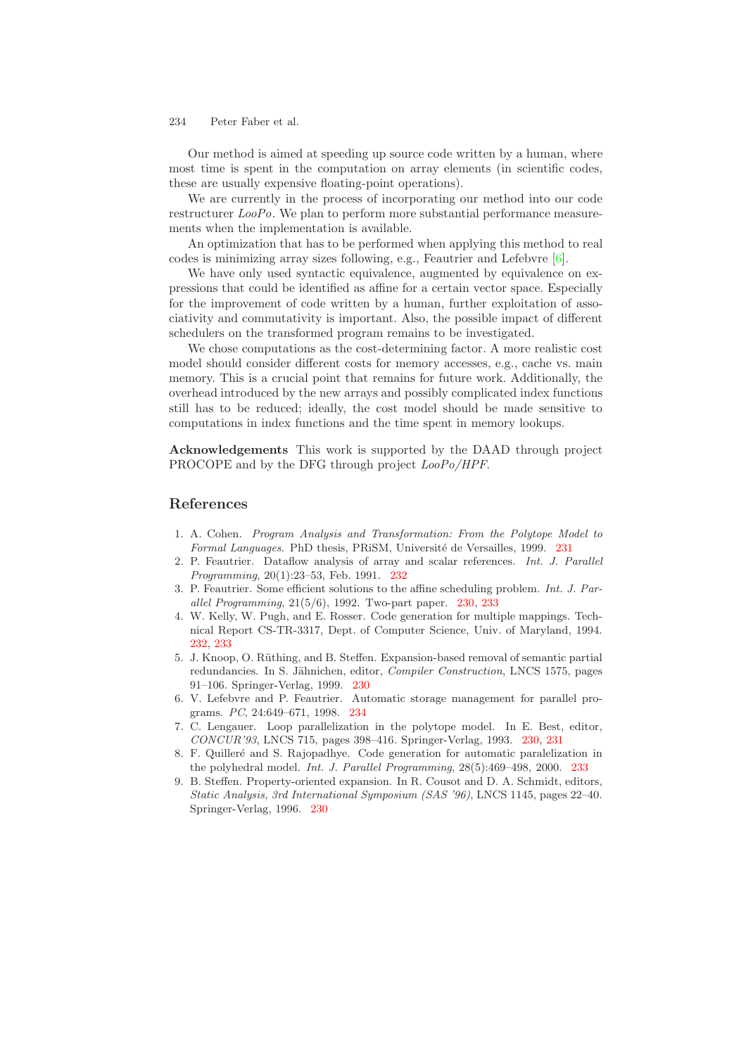Our method is aimed at speeding up source code written by a human, where most time is spent in the computation on array elements (in scientific codes, these are usually expensive floating-point operations).

We are currently in the process of incorporating our method into our code restructurer *LooPo*. We plan to perform more substantial performance measurements when the implementation is available.

An optimization that has to be performed when applying this method to real codes is minimizing array sizes following, e.g., Feautrier and Lefebvre [6].

We have only used syntactic equivalence, augmented by equivalence on expressions that could be identified as affine for a certain vector space. Especially for the improvement of code written by a human, further exploitation of associativity and commutativity is important. Also, the possible impact of different schedulers on the transformed program remains to be investigated.

We chose computations as the cost-determining factor. A more realistic cost model should consider different costs for memory accesses, e.g., cache vs. main memory. This is a crucial point that remains for future work. Additionally, the overhead introduced by the new arrays and possibly complicated index functions still has to be reduced; ideally, the cost model should be made sensitive to computations in index functions and the time spent in memory lookups.

**Acknowledgements** This work is supported by the DAAD through project PROCOPE and by the DFG through project *LooPo/HPF*.

## References

1. A. Cohen. *Program Analysis and Transformation: From the Polytope Model to Formal Languages*. PhD thesis, PRiSM, Université de Versailles, 1999. 231
2. P. Feautrier. Dataflow analysis of array and scalar references. *Int. J. Parallel Programming*, 20(1):23–53, Feb. 1991. 232
3. P. Feautrier. Some efficient solutions to the affine scheduling problem. *Int. J. Parallel Programming*, 21(5/6), 1992. Two-part paper. 230, 233
4. W. Kelly, W. Pugh, and E. Rosser. Code generation for multiple mappings. Technical Report CS-TR-3317, Dept. of Computer Science, Univ. of Maryland, 1994. 232, 233
5. J. Knoop, O. Rüthing, and B. Steffen. Expansion-based removal of semantic partial redundancies. In S. Jähnichen, editor, *Compiler Construction*, LNCS 1575, pages 91–106. Springer-Verlag, 1999. 230
6. V. Lefebvre and P. Feautrier. Automatic storage management for parallel programs. *PC*, 24:649–671, 1998. 234
7. C. Lengauer. Loop parallelization in the polytope model. In E. Best, editor, *CONCUR'93*, LNCS 715, pages 398–416. Springer-Verlag, 1993. 230, 231
8. F. Quilleré and S. Rajopadhye. Code generation for automatic paralelization in the polyhedral model. *Int. J. Parallel Programming*, 28(5):469–498, 2000. 233
9. B. Steffen. Property-oriented expansion. In R. Cousot and D. A. Schmidt, editors, *Static Analysis, 3rd International Symposium (SAS '96)*, LNCS 1145, pages 22–40. Springer-Verlag, 1996. 230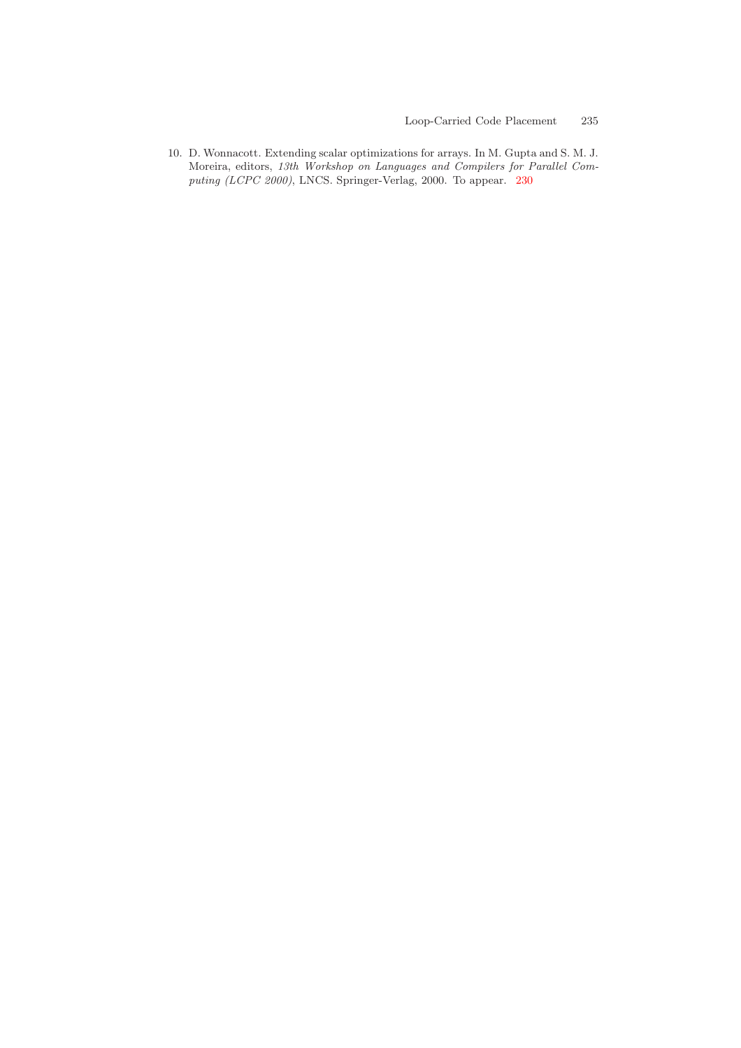10. D. Wonnacott. Extending scalar optimizations for arrays. In M. Gupta and S. M. J. Moreira, editors, *13th Workshop on Languages and Compilers for Parallel Computing (LCPC 2000)*, LNCS. Springer-Verlag, 2000. To appear. 230